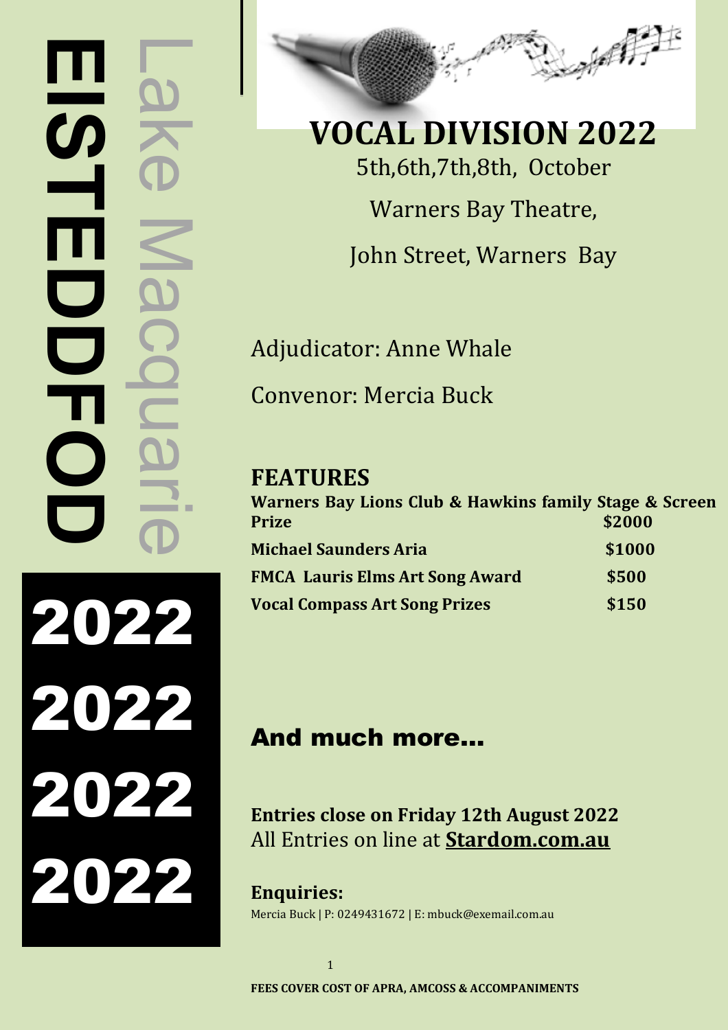# Lake Macquarie EISTEDDFOD

**2022**

**2022**

**2022**

**2022**

## VOCAL DIVISION 2022

5th,6th,7th,8th, October

Warners Bay Theatre,

John Street, Warners Bay

Adjudicator: Anne Whale

Convenor: Mercia Buck

## FEATURES

| | |
|---|---|
| **Warners Bay Lions Club & Hawkins family Stage & Screen Prize** | **$2000** |
| **Michael Saunders Aria** | **$1000** |
| **FMCA Lauris Elms Art Song Award** | **$500** |
| **Vocal Compass Art Song Prizes** | **$150** |

## And much more...

**Entries close on Friday 12th August 2022**
All Entries on line at **Stardom.com.au**

**Enquiries:**
Mercia Buck | P: 0249431672 | E: mbuck@exemail.com.au

**FEES COVER COST OF APRA, AMCOSS & ACCOMPANIMENTS**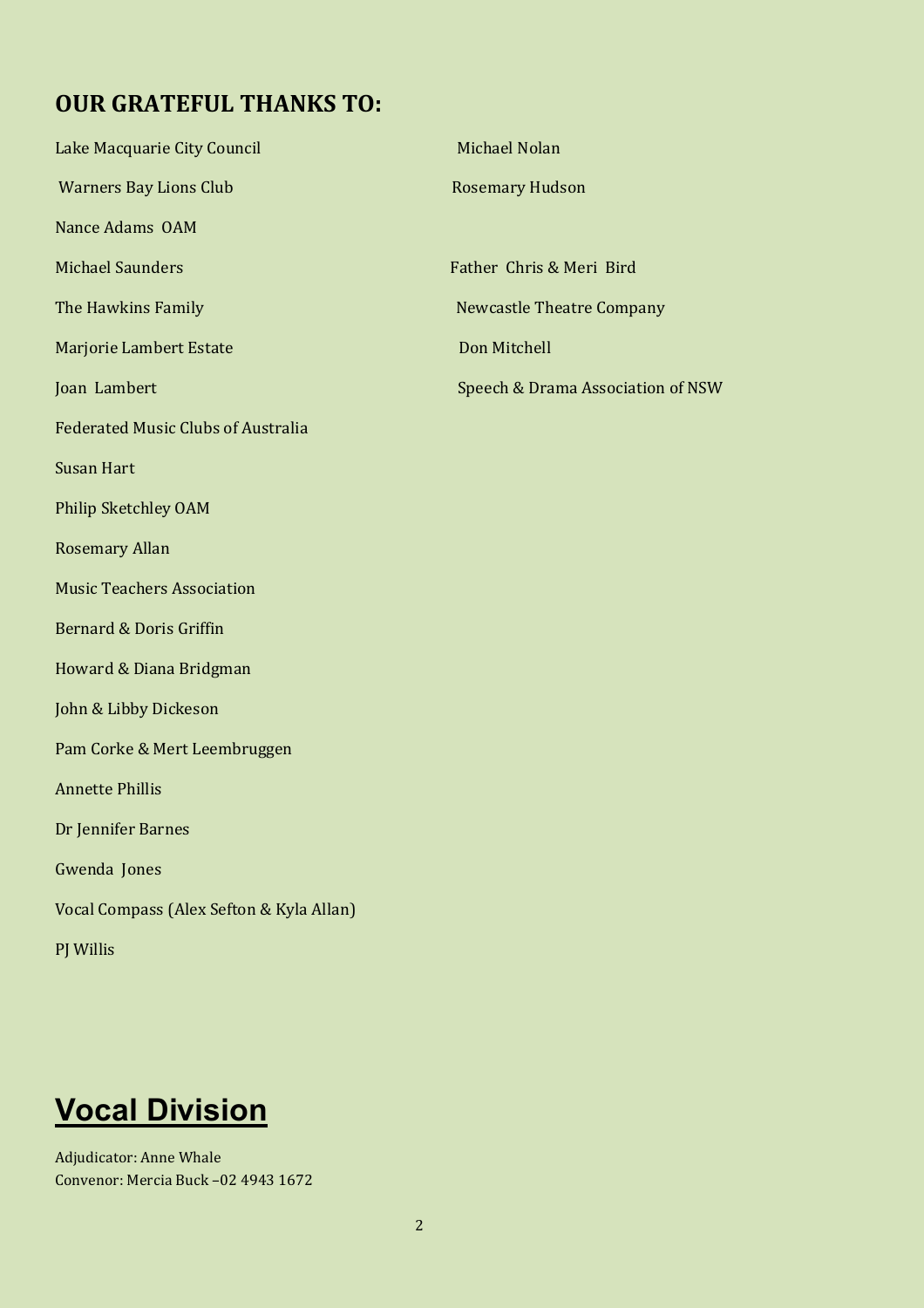## OUR GRATEFUL THANKS TO:

Lake Macquarie City Council

Warners Bay Lions Club

Nance Adams OAM

Michael Saunders

The Hawkins Family

Marjorie Lambert Estate

Joan Lambert

Federated Music Clubs of Australia

Susan Hart

Philip Sketchley OAM

Rosemary Allan

Music Teachers Association

Bernard & Doris Griffin

Howard & Diana Bridgman

John & Libby Dickeson

Pam Corke & Mert Leembruggen

Annette Phillis

Dr Jennifer Barnes

Gwenda Jones

Vocal Compass (Alex Sefton & Kyla Allan)

PJ Willis

Michael Nolan

Rosemary Hudson

Father Chris & Meri Bird

Newcastle Theatre Company

Don Mitchell

Speech & Drama Association of NSW

# Vocal Division

Adjudicator: Anne Whale
Convenor: Mercia Buck –02 4943 1672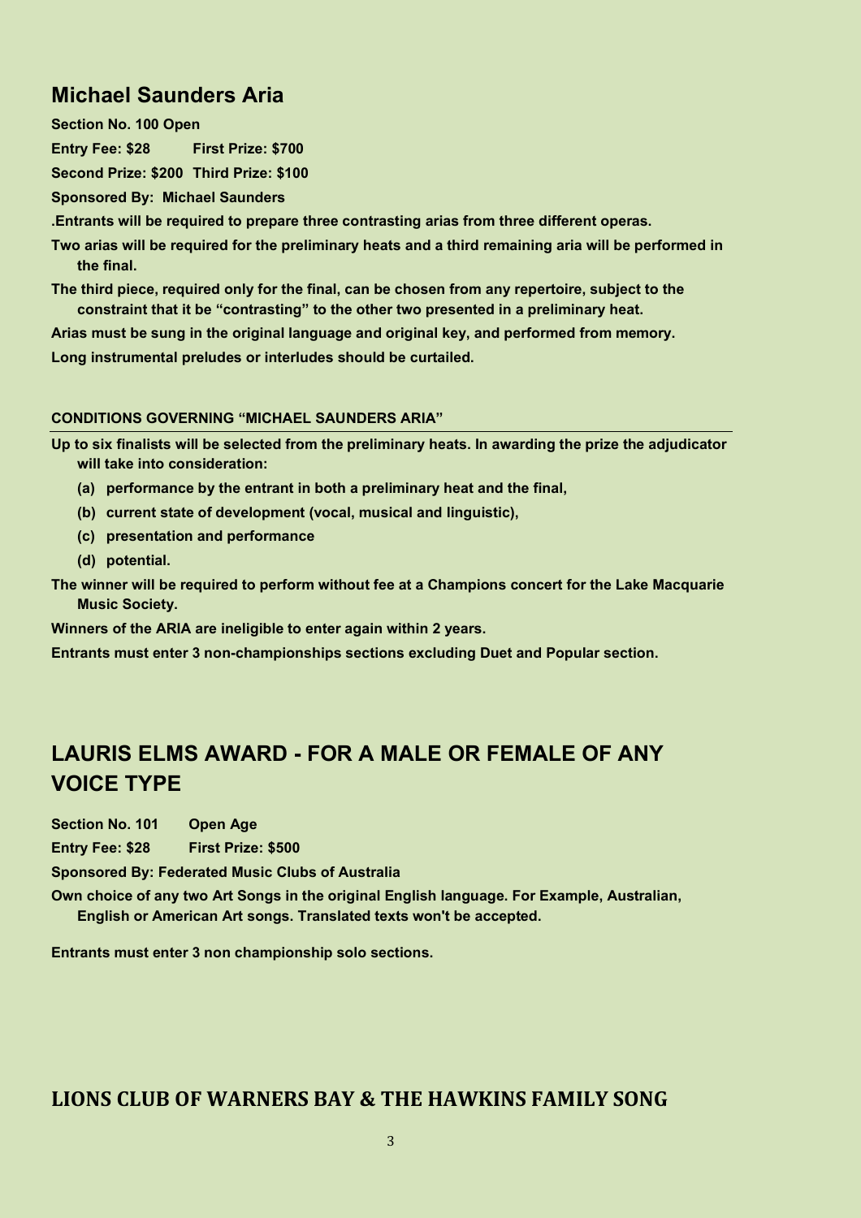## Michael Saunders Aria

**Section No. 100 Open**

**Entry Fee: $28 First Prize: $700**

**Second Prize: $200 Third Prize: $100**

**Sponsored By: Michael Saunders**

**.Entrants will be required to prepare three contrasting arias from three different operas.**

**Two arias will be required for the preliminary heats and a third remaining aria will be performed in the final.**

**The third piece, required only for the final, can be chosen from any repertoire, subject to the constraint that it be "contrasting" to the other two presented in a preliminary heat.**

**Arias must be sung in the original language and original key, and performed from memory.**

**Long instrumental preludes or interludes should be curtailed.**

#### CONDITIONS GOVERNING "MICHAEL SAUNDERS ARIA"

**Up to six finalists will be selected from the preliminary heats. In awarding the prize the adjudicator will take into consideration:**

- **(a) performance by the entrant in both a preliminary heat and the final,**
- **(b) current state of development (vocal, musical and linguistic),**
- **(c) presentation and performance**
- **(d) potential.**

**The winner will be required to perform without fee at a Champions concert for the Lake Macquarie Music Society.**

**Winners of the ARIA are ineligible to enter again within 2 years.**

**Entrants must enter 3 non-championships sections excluding Duet and Popular section.**

## LAURIS ELMS AWARD - FOR A MALE OR FEMALE OF ANY VOICE TYPE

**Section No. 101 Open Age**

**Entry Fee: $28 First Prize: $500**

**Sponsored By: Federated Music Clubs of Australia**

**Own choice of any two Art Songs in the original English language. For Example, Australian, English or American Art songs. Translated texts won't be accepted.**

**Entrants must enter 3 non championship solo sections.**

## LIONS CLUB OF WARNERS BAY & THE HAWKINS FAMILY SONG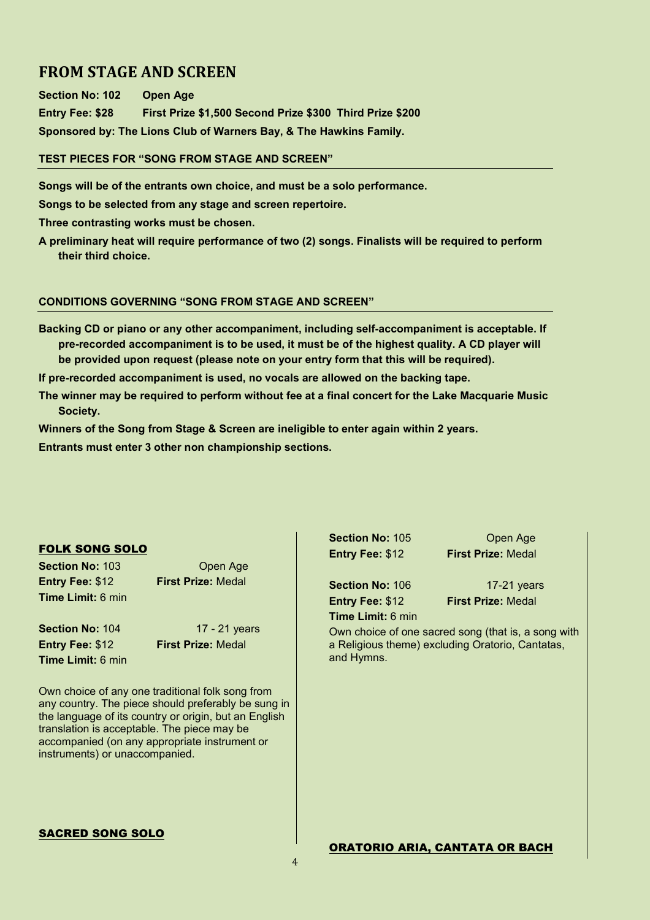## FROM STAGE AND SCREEN

**Section No: 102 Open Age**

**Entry Fee: $28 First Prize $1,500 Second Prize $300 Third Prize $200**

**Sponsored by: The Lions Club of Warners Bay, & The Hawkins Family.**

### TEST PIECES FOR "SONG FROM STAGE AND SCREEN"

**Songs will be of the entrants own choice, and must be a solo performance.**

**Songs to be selected from any stage and screen repertoire.**

**Three contrasting works must be chosen.**

**A preliminary heat will require performance of two (2) songs. Finalists will be required to perform their third choice.**

### CONDITIONS GOVERNING "SONG FROM STAGE AND SCREEN"

**Backing CD or piano or any other accompaniment, including self-accompaniment is acceptable. If pre-recorded accompaniment is to be used, it must be of the highest quality. A CD player will be provided upon request (please note on your entry form that this will be required).**

**If pre-recorded accompaniment is used, no vocals are allowed on the backing tape.**

**The winner may be required to perform without fee at a final concert for the Lake Macquarie Music Society.**

**Winners of the Song from Stage & Screen are ineligible to enter again within 2 years.**

**Entrants must enter 3 other non championship sections.**

## FOLK SONG SOLO

**Section No:** 103 Open Age
**Entry Fee:** $12 **First Prize:** Medal
**Time Limit:** 6 min

**Section No:** 104 17 - 21 years
**Entry Fee:** $12 **First Prize:** Medal
**Time Limit:** 6 min

Own choice of any one traditional folk song from any country. The piece should preferably be sung in the language of its country or origin, but an English translation is acceptable. The piece may be accompanied (on any appropriate instrument or instruments) or unaccompanied.

## SACRED SONG SOLO

**Section No:** 105 Open Age
**Entry Fee:** $12 **First Prize:** Medal

**Section No:** 106 17-21 years
**Entry Fee:** $12 **First Prize:** Medal
**Time Limit:** 6 min

Own choice of one sacred song (that is, a song with a Religious theme) excluding Oratorio, Cantatas, and Hymns.

## ORATORIO ARIA, CANTATA OR BACH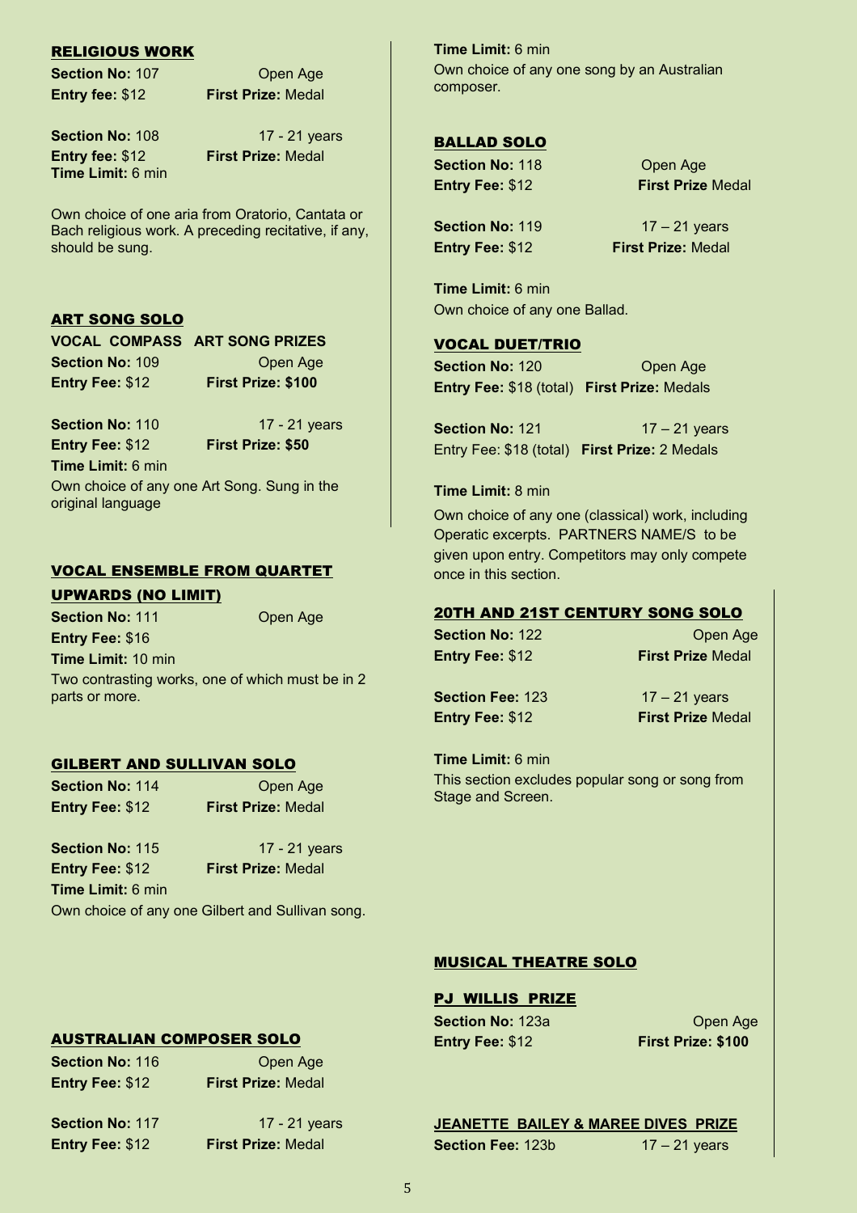## RELIGIOUS WORK

**Section No:** 107 Open Age
**Entry fee:** $12 **First Prize:** Medal

**Section No:** 108 17 - 21 years
**Entry fee:** $12 **First Prize:** Medal
**Time Limit:** 6 min

Own choice of one aria from Oratorio, Cantata or Bach religious work. A preceding recitative, if any, should be sung.

## ART SONG SOLO

**VOCAL COMPASS ART SONG PRIZES**

**Section No:** 109 Open Age
**Entry Fee:** $12 **First Prize: $100**

**Section No:** 110 17 - 21 years
**Entry Fee:** $12 **First Prize: $50**
**Time Limit:** 6 min

Own choice of any one Art Song. Sung in the original language

## VOCAL ENSEMBLE FROM QUARTET UPWARDS (NO LIMIT)

**Section No:** 111 Open Age
**Entry Fee:** $16
**Time Limit:** 10 min

Two contrasting works, one of which must be in 2 parts or more.

## GILBERT AND SULLIVAN SOLO

**Section No:** 114 Open Age
**Entry Fee:** $12 **First Prize:** Medal

**Section No:** 115 17 - 21 years
**Entry Fee:** $12 **First Prize:** Medal
**Time Limit:** 6 min

Own choice of any one Gilbert and Sullivan song.

## AUSTRALIAN COMPOSER SOLO

**Section No:** 116 Open Age
**Entry Fee:** $12 **First Prize:** Medal

**Section No:** 117 17 - 21 years
**Entry Fee:** $12 **First Prize:** Medal

**Time Limit:** 6 min
Own choice of any one song by an Australian composer.

## BALLAD SOLO

**Section No:** 118 Open Age
**Entry Fee:** $12 **First Prize** Medal

**Section No:** 119 17 – 21 years
**Entry Fee:** $12 **First Prize:** Medal

**Time Limit:** 6 min
Own choice of any one Ballad.

## VOCAL DUET/TRIO

**Section No:** 120 Open Age
**Entry Fee:** $18 (total) **First Prize:** Medals

**Section No:** 121 17 – 21 years
Entry Fee: $18 (total) **First Prize:** 2 Medals

**Time Limit:** 8 min

Own choice of any one (classical) work, including Operatic excerpts. PARTNERS NAME/S to be given upon entry. Competitors may only compete once in this section.

## 20TH AND 21ST CENTURY SONG SOLO

**Section No:** 122 Open Age
**Entry Fee:** $12 **First Prize** Medal

**Section Fee:** 123 17 – 21 years
**Entry Fee:** $12 **First Prize** Medal

**Time Limit:** 6 min
This section excludes popular song or song from Stage and Screen.

## MUSICAL THEATRE SOLO

### PJ WILLIS PRIZE

**Section No:** 123a Open Age
**Entry Fee:** $12 **First Prize: $100**

### JEANETTE BAILEY & MAREE DIVES PRIZE

**Section Fee:** 123b 17 – 21 years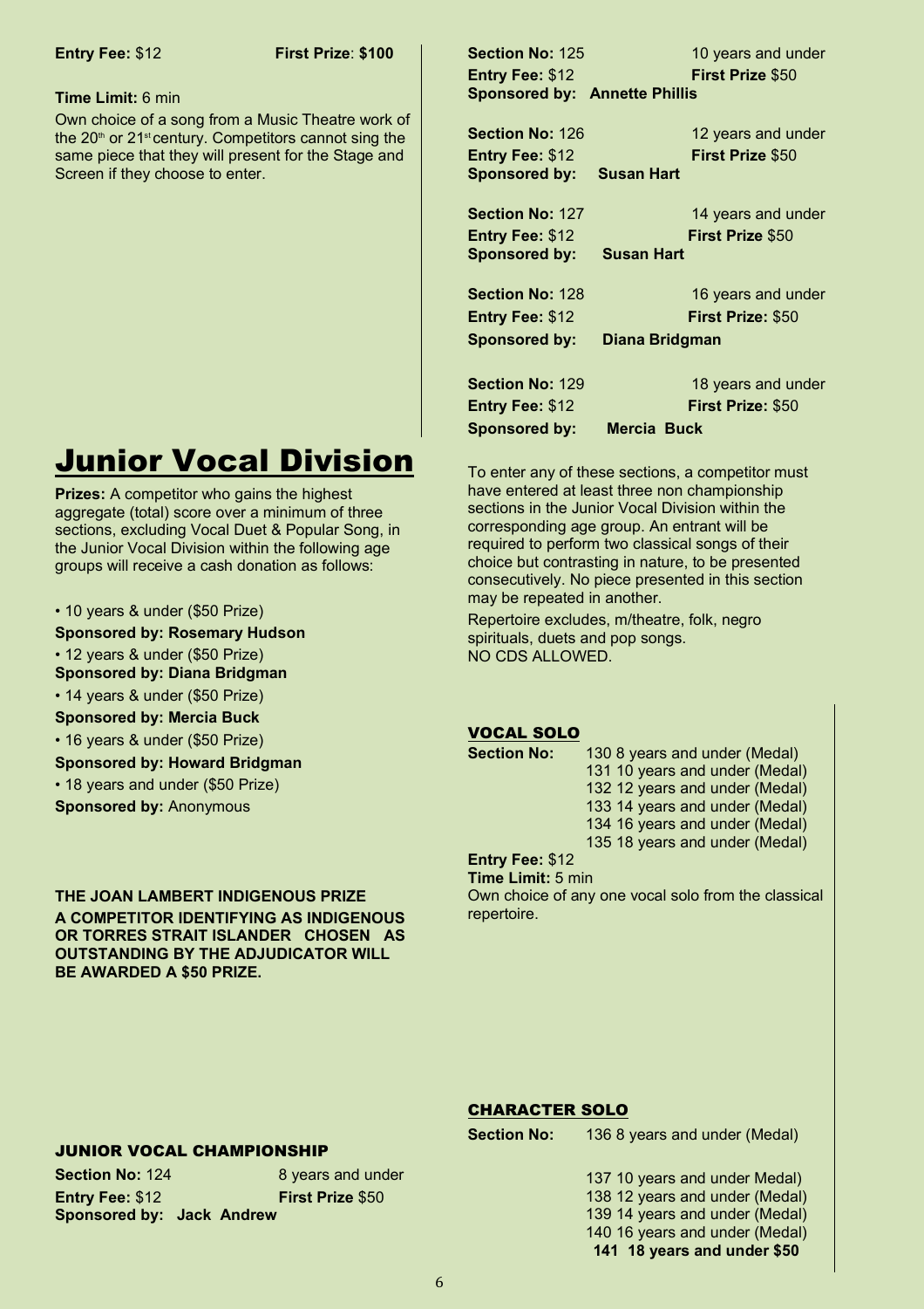**Entry Fee:** $12 **First Prize**: **$100**

**Time Limit:** 6 min

Own choice of a song from a Music Theatre work of the 20th or 21st century. Competitors cannot sing the same piece that they will present for the Stage and Screen if they choose to enter.

# Junior Vocal Division

**Prizes:** A competitor who gains the highest aggregate (total) score over a minimum of three sections, excluding Vocal Duet & Popular Song, in the Junior Vocal Division within the following age groups will receive a cash donation as follows:

- 10 years & under ($50 Prize)

**Sponsored by: Rosemary Hudson**

- 12 years & under ($50 Prize)

**Sponsored by: Diana Bridgman**

- 14 years & under ($50 Prize)

**Sponsored by: Mercia Buck**

- 16 years & under ($50 Prize)

**Sponsored by: Howard Bridgman**

- 18 years and under ($50 Prize)

**Sponsored by:** Anonymous

**THE JOAN LAMBERT INDIGENOUS PRIZE**

**A COMPETITOR IDENTIFYING AS INDIGENOUS OR TORRES STRAIT ISLANDER CHOSEN AS OUTSTANDING BY THE ADJUDICATOR WILL BE AWARDED A $50 PRIZE.**

### JUNIOR VOCAL CHAMPIONSHIP

**Section No:** 124 8 years and under
**Entry Fee:** $12 **First Prize** $50
**Sponsored by: Jack Andrew**

**Section No:** 125 10 years and under
**Entry Fee:** $12 **First Prize** $50
**Sponsored by: Annette Phillis**

**Section No:** 126 12 years and under
**Entry Fee:** $12 **First Prize** $50
**Sponsored by: Susan Hart**

**Section No:** 127 14 years and under
**Entry Fee:** $12 **First Prize** $50
**Sponsored by: Susan Hart**

**Section No:** 128 16 years and under
**Entry Fee:** $12 **First Prize:** $50
**Sponsored by: Diana Bridgman**

**Section No:** 129 18 years and under
**Entry Fee:** $12 **First Prize:** $50
**Sponsored by: Mercia Buck**

To enter any of these sections, a competitor must have entered at least three non championship sections in the Junior Vocal Division within the corresponding age group. An entrant will be required to perform two classical songs of their choice but contrasting in nature, to be presented consecutively. No piece presented in this section may be repeated in another.

Repertoire excludes, m/theatre, folk, negro spirituals, duets and pop songs.
NO CDS ALLOWED.

### VOCAL SOLO

**Section No:**
130 8 years and under (Medal)
131 10 years and under (Medal)
132 12 years and under (Medal)
133 14 years and under (Medal)
134 16 years and under (Medal)
135 18 years and under (Medal)

**Entry Fee:** $12
**Time Limit:** 5 min
Own choice of any one vocal solo from the classical repertoire.

### CHARACTER SOLO

**Section No:**
136 8 years and under (Medal)
137 10 years and under Medal)
138 12 years and under (Medal)
139 14 years and under (Medal)
140 16 years and under (Medal)
**141 18 years and under $50**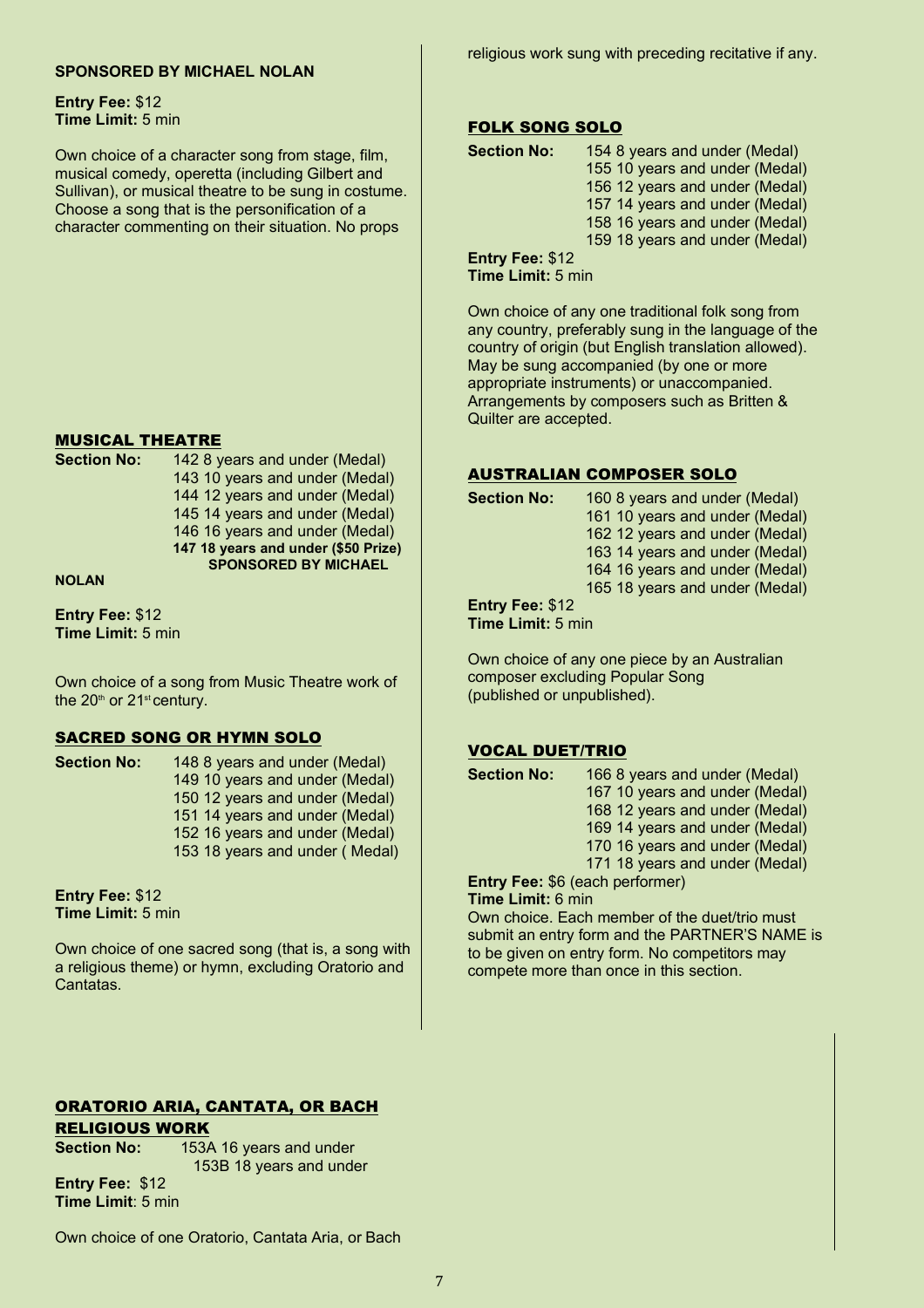**SPONSORED BY MICHAEL NOLAN**

**Entry Fee:** $12
**Time Limit:** 5 min

Own choice of a character song from stage, film, musical comedy, operetta (including Gilbert and Sullivan), or musical theatre to be sung in costume. Choose a song that is the personification of a character commenting on their situation. No props

## MUSICAL THEATRE

**Section No:**
142 8 years and under (Medal)
143 10 years and under (Medal)
144 12 years and under (Medal)
145 14 years and under (Medal)
146 16 years and under (Medal)
**147 18 years and under ($50 Prize) SPONSORED BY MICHAEL NOLAN**

**Entry Fee:** $12
**Time Limit:** 5 min

Own choice of a song from Music Theatre work of the 20th or 21st century.

## SACRED SONG OR HYMN SOLO

**Section No:**
148 8 years and under (Medal)
149 10 years and under (Medal)
150 12 years and under (Medal)
151 14 years and under (Medal)
152 16 years and under (Medal)
153 18 years and under ( Medal)

**Entry Fee:** $12
**Time Limit:** 5 min

Own choice of one sacred song (that is, a song with a religious theme) or hymn, excluding Oratorio and Cantatas.

## ORATORIO ARIA, CANTATA, OR BACH RELIGIOUS WORK

**Section No:**
153A 16 years and under
153B 18 years and under

**Entry Fee:** $12
**Time Limit**: 5 min

Own choice of one Oratorio, Cantata Aria, or Bach religious work sung with preceding recitative if any.

## FOLK SONG SOLO

**Section No:**
154 8 years and under (Medal)
155 10 years and under (Medal)
156 12 years and under (Medal)
157 14 years and under (Medal)
158 16 years and under (Medal)
159 18 years and under (Medal)

**Entry Fee:** $12
**Time Limit:** 5 min

Own choice of any one traditional folk song from any country, preferably sung in the language of the country of origin (but English translation allowed). May be sung accompanied (by one or more appropriate instruments) or unaccompanied. Arrangements by composers such as Britten & Quilter are accepted.

## AUSTRALIAN COMPOSER SOLO

**Section No:**
160 8 years and under (Medal)
161 10 years and under (Medal)
162 12 years and under (Medal)
163 14 years and under (Medal)
164 16 years and under (Medal)
165 18 years and under (Medal)

**Entry Fee:** $12
**Time Limit:** 5 min

Own choice of any one piece by an Australian composer excluding Popular Song (published or unpublished).

## VOCAL DUET/TRIO

**Section No:**
166 8 years and under (Medal)
167 10 years and under (Medal)
168 12 years and under (Medal)
169 14 years and under (Medal)
170 16 years and under (Medal)
171 18 years and under (Medal)

**Entry Fee:** $6 (each performer)
**Time Limit:** 6 min

Own choice. Each member of the duet/trio must submit an entry form and the PARTNER'S NAME is to be given on entry form. No competitors may compete more than once in this section.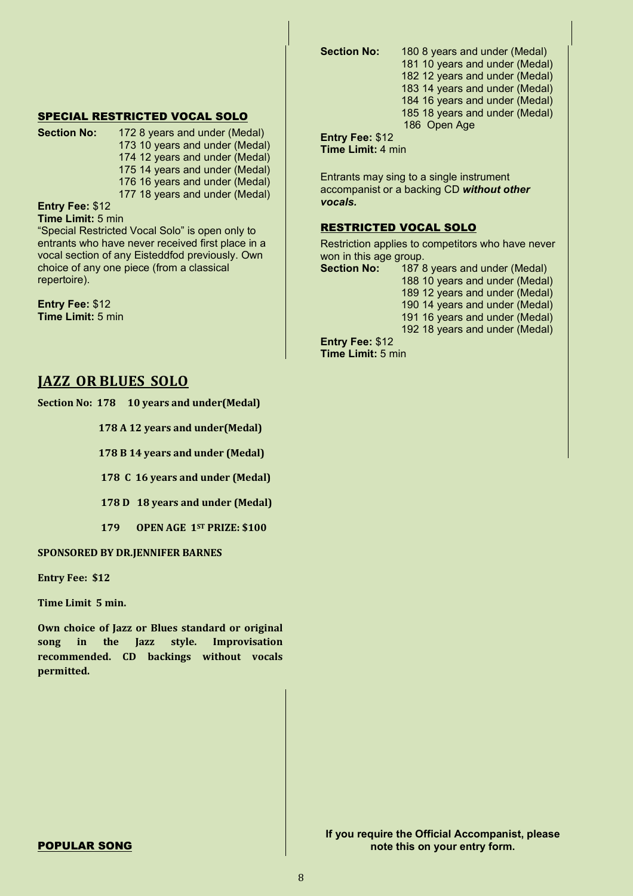## SPECIAL RESTRICTED VOCAL SOLO

**Section No:** 172 8 years and under (Medal)
173 10 years and under (Medal)
174 12 years and under (Medal)
175 14 years and under (Medal)
176 16 years and under (Medal)
177 18 years and under (Medal)

**Entry Fee:** $12
**Time Limit:** 5 min

"Special Restricted Vocal Solo" is open only to entrants who have never received first place in a vocal section of any Eisteddfod previously. Own choice of any one piece (from a classical repertoire).

**Entry Fee:** $12
**Time Limit:** 5 min

## JAZZ OR BLUES SOLO

**Section No: 178 10 years and under(Medal)**

**178 A 12 years and under(Medal)**

**178 B 14 years and under (Medal)**

**178 C 16 years and under (Medal)**

**178 D 18 years and under (Medal)**

**179 OPEN AGE 1ST PRIZE: $100**

**SPONSORED BY DR.JENNIFER BARNES**

**Entry Fee: $12**

**Time Limit 5 min.**

**Own choice of Jazz or Blues standard or original song in the Jazz style. Improvisation recommended. CD backings without vocals permitted.**

## POPULAR SONG

**Section No:** 180 8 years and under (Medal)
181 10 years and under (Medal)
182 12 years and under (Medal)
183 14 years and under (Medal)
184 16 years and under (Medal)
185 18 years and under (Medal)
186 Open Age

**Entry Fee:** $12
**Time Limit:** 4 min

Entrants may sing to a single instrument accompanist or a backing CD ***without other vocals.***

## RESTRICTED VOCAL SOLO

Restriction applies to competitors who have never won in this age group.

**Section No:** 187 8 years and under (Medal)
188 10 years and under (Medal)
189 12 years and under (Medal)
190 14 years and under (Medal)
191 16 years and under (Medal)
192 18 years and under (Medal)

**Entry Fee:** $12
**Time Limit:** 5 min

**If you require the Official Accompanist, please note this on your entry form.**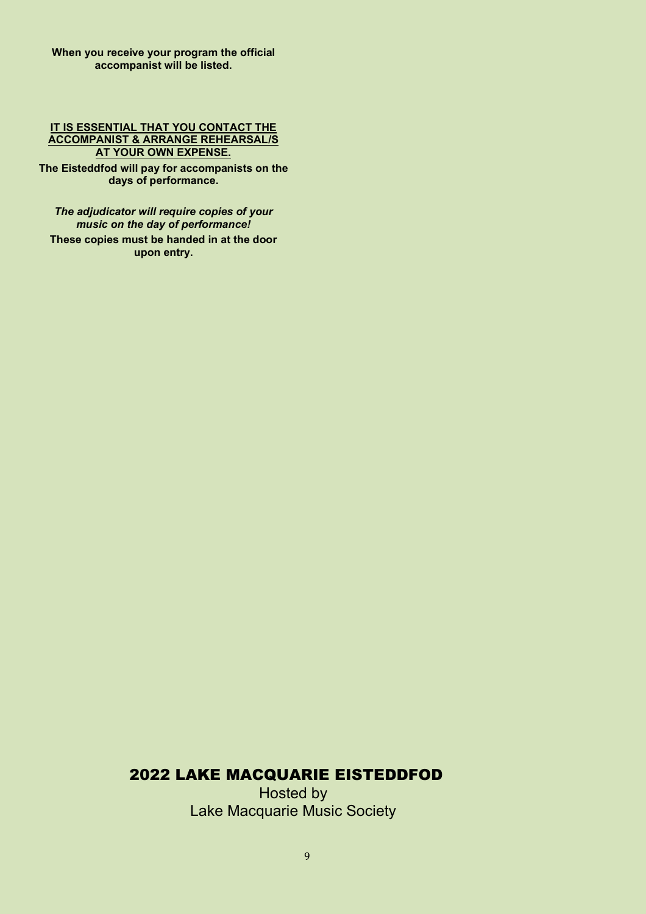**When you receive your program the official accompanist will be listed.**

<u>**IT IS ESSENTIAL THAT YOU CONTACT THE ACCOMPANIST & ARRANGE REHEARSAL/S AT YOUR OWN EXPENSE.**</u>

**The Eisteddfod will pay for accompanists on the days of performance.**

***The adjudicator will require copies of your music on the day of performance!***

**These copies must be handed in at the door upon entry.**

## 2022 LAKE MACQUARIE EISTEDDFOD

Hosted by
Lake Macquarie Music Society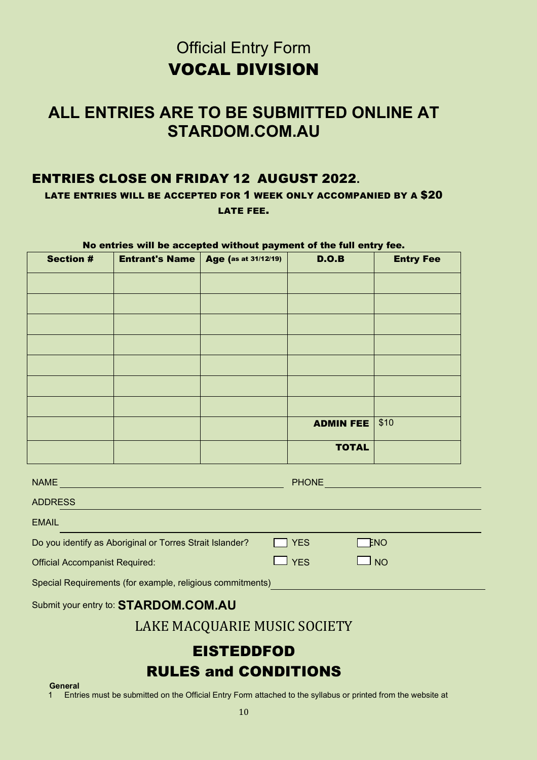# Official Entry Form

# VOCAL DIVISION

## ALL ENTRIES ARE TO BE SUBMITTED ONLINE AT STARDOM.COM.AU

### ENTRIES CLOSE ON FRIDAY 12 AUGUST 2022.

**LATE ENTRIES WILL BE ACCEPTED FOR 1 WEEK ONLY ACCOMPANIED BY A $20 LATE FEE.**

**No entries will be accepted without payment of the full entry fee.**

| Section # | Entrant's Name | Age (as at 31/12/19) | D.O.B | Entry Fee |
|---|---|---|---|---|
| | | | | |
| | | | | |
| | | | | |
| | | | | |
| | | | | |
| | | | | |
| | | | | |
| | | | **ADMIN FEE** | $10 |
| | | | **TOTAL** | |

NAME ______________________________ PHONE ______________________

ADDRESS ________________________________________________________

EMAIL __________________________________________________________

Do you identify as Aboriginal or Torres Strait Islander? ☐ YES ☐ NO

Official Accompanist Required: ☐ YES ☐ NO

Special Requirements (for example, religious commitments) ____________________

Submit your entry to: **STARDOM.COM.AU**

LAKE MACQUARIE MUSIC SOCIETY

# EISTEDDFOD

# RULES and CONDITIONS

**General**

1 Entries must be submitted on the Official Entry Form attached to the syllabus or printed from the website at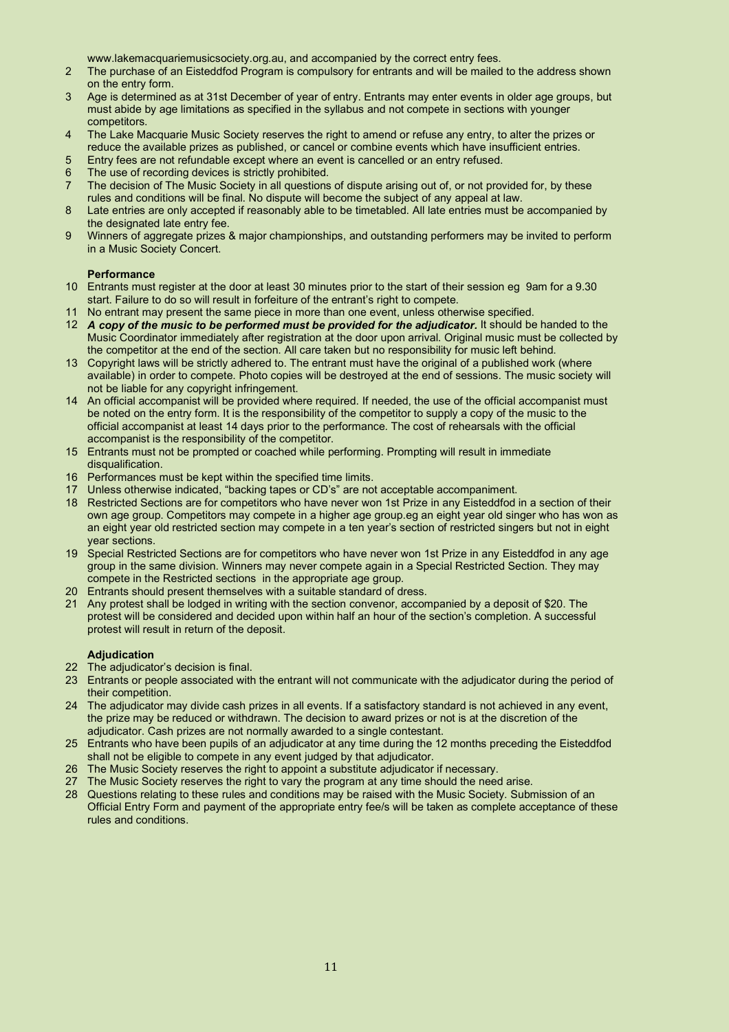www.lakemacquariemusicsociety.org.au, and accompanied by the correct entry fees.

2. The purchase of an Eisteddfod Program is compulsory for entrants and will be mailed to the address shown on the entry form.
3. Age is determined as at 31st December of year of entry. Entrants may enter events in older age groups, but must abide by age limitations as specified in the syllabus and not compete in sections with younger competitors.
4. The Lake Macquarie Music Society reserves the right to amend or refuse any entry, to alter the prizes or reduce the available prizes as published, or cancel or combine events which have insufficient entries.
5. Entry fees are not refundable except where an event is cancelled or an entry refused.
6. The use of recording devices is strictly prohibited.
7. The decision of The Music Society in all questions of dispute arising out of, or not provided for, by these rules and conditions will be final. No dispute will become the subject of any appeal at law.
8. Late entries are only accepted if reasonably able to be timetabled. All late entries must be accompanied by the designated late entry fee.
9. Winners of aggregate prizes & major championships, and outstanding performers may be invited to perform in a Music Society Concert.

**Performance**

10. Entrants must register at the door at least 30 minutes prior to the start of their session eg 9am for a 9.30 start. Failure to do so will result in forfeiture of the entrant's right to compete.
11. No entrant may present the same piece in more than one event, unless otherwise specified.
12. ***A copy of the music to be performed must be provided for the adjudicator.*** It should be handed to the Music Coordinator immediately after registration at the door upon arrival. Original music must be collected by the competitor at the end of the section. All care taken but no responsibility for music left behind.
13. Copyright laws will be strictly adhered to. The entrant must have the original of a published work (where available) in order to compete. Photo copies will be destroyed at the end of sessions. The music society will not be liable for any copyright infringement.
14. An official accompanist will be provided where required. If needed, the use of the official accompanist must be noted on the entry form. It is the responsibility of the competitor to supply a copy of the music to the official accompanist at least 14 days prior to the performance. The cost of rehearsals with the official accompanist is the responsibility of the competitor.
15. Entrants must not be prompted or coached while performing. Prompting will result in immediate disqualification.
16. Performances must be kept within the specified time limits.
17. Unless otherwise indicated, "backing tapes or CD's" are not acceptable accompaniment.
18. Restricted Sections are for competitors who have never won 1st Prize in any Eisteddfod in a section of their own age group. Competitors may compete in a higher age group.eg an eight year old singer who has won as an eight year old restricted section may compete in a ten year's section of restricted singers but not in eight year sections.
19. Special Restricted Sections are for competitors who have never won 1st Prize in any Eisteddfod in any age group in the same division. Winners may never compete again in a Special Restricted Section. They may compete in the Restricted sections in the appropriate age group.
20. Entrants should present themselves with a suitable standard of dress.
21. Any protest shall be lodged in writing with the section convenor, accompanied by a deposit of $20. The protest will be considered and decided upon within half an hour of the section's completion. A successful protest will result in return of the deposit.

**Adjudication**

22. The adjudicator's decision is final.
23. Entrants or people associated with the entrant will not communicate with the adjudicator during the period of their competition.
24. The adjudicator may divide cash prizes in all events. If a satisfactory standard is not achieved in any event, the prize may be reduced or withdrawn. The decision to award prizes or not is at the discretion of the adjudicator. Cash prizes are not normally awarded to a single contestant.
25. Entrants who have been pupils of an adjudicator at any time during the 12 months preceding the Eisteddfod shall not be eligible to compete in any event judged by that adjudicator.
26. The Music Society reserves the right to appoint a substitute adjudicator if necessary.
27. The Music Society reserves the right to vary the program at any time should the need arise.
28. Questions relating to these rules and conditions may be raised with the Music Society. Submission of an Official Entry Form and payment of the appropriate entry fee/s will be taken as complete acceptance of these rules and conditions.